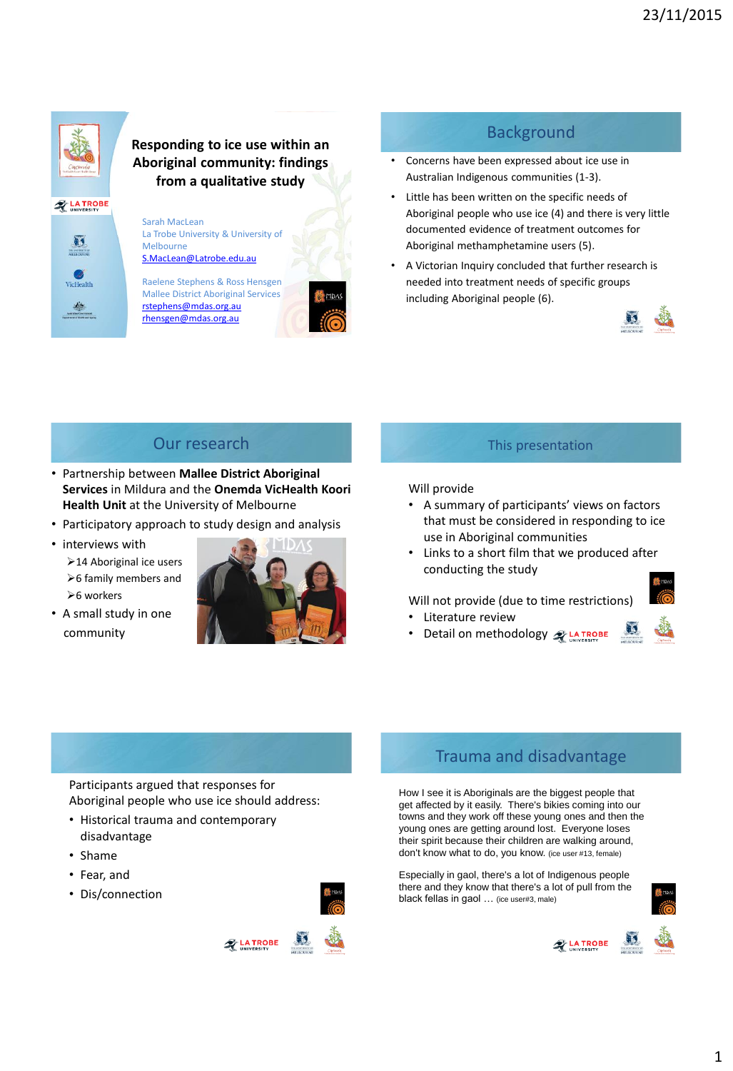# Responding to ice use within an Aboriginal community: findings from a qualitative study

Sarah MacLean
La Trobe University & University of Melbourne
S.MacLean@Latrobe.edu.au

Raelene Stephens & Ross Hensgen
Mallee District Aboriginal Services
rstephens@mdas.org.au
rhensgen@mdas.org.au

## Background

- Concerns have been expressed about ice use in Australian Indigenous communities (1-3).
- Little has been written on the specific needs of Aboriginal people who use ice (4) and there is very little documented evidence of treatment outcomes for Aboriginal methamphetamine users (5).
- A Victorian Inquiry concluded that further research is needed into treatment needs of specific groups including Aboriginal people (6).

## Our research

- Partnership between **Mallee District Aboriginal Services** in Mildura and the **Onemda VicHealth Koori Health Unit** at the University of Melbourne
- Participatory approach to study design and analysis
- interviews with
  - 14 Aboriginal ice users
  - 6 family members and
  - 6 workers
- A small study in one community

## This presentation

Will provide

- A summary of participants' views on factors that must be considered in responding to ice use in Aboriginal communities
- Links to a short film that we produced after conducting the study

Will not provide (due to time restrictions)

- Literature review
- Detail on methodology

---

Participants argued that responses for Aboriginal people who use ice should address:

- Historical trauma and contemporary disadvantage
- Shame
- Fear, and
- Dis/connection

## Trauma and disadvantage

How I see it is Aboriginals are the biggest people that get affected by it easily. There's bikies coming into our towns and they work off these young ones and then the young ones are getting around lost. Everyone loses their spirit because their children are walking around, don't know what to do, you know. (ice user #13, female)

Especially in gaol, there's a lot of Indigenous people there and they know that there's a lot of pull from the black fellas in gaol … (ice user#3, male)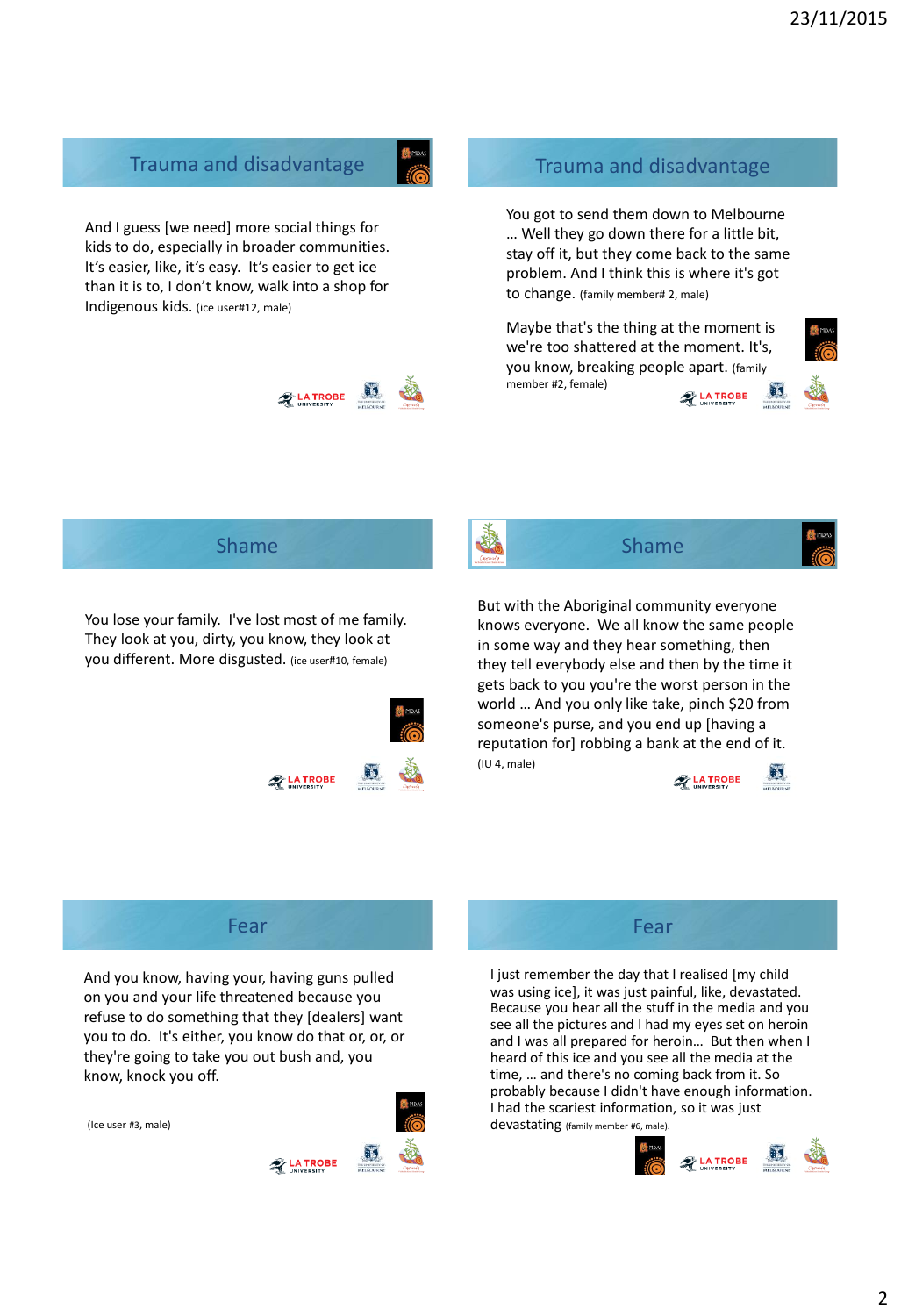## Trauma and disadvantage

And I guess [we need] more social things for kids to do, especially in broader communities. It's easier, like, it's easy. It's easier to get ice than it is to, I don't know, walk into a shop for Indigenous kids. (ice user#12, male)

## Trauma and disadvantage

You got to send them down to Melbourne … Well they go down there for a little bit, stay off it, but they come back to the same problem. And I think this is where it's got to change. (family member# 2, male)

Maybe that's the thing at the moment is we're too shattered at the moment. It's, you know, breaking people apart. (family member #2, female)

## Shame

You lose your family. I've lost most of me family. They look at you, dirty, you know, they look at you different. More disgusted. (ice user#10, female)

## Shame

But with the Aboriginal community everyone knows everyone. We all know the same people in some way and they hear something, then they tell everybody else and then by the time it gets back to you you're the worst person in the world … And you only like take, pinch $20 from someone's purse, and you end up [having a reputation for] robbing a bank at the end of it. (IU 4, male)

## Fear

And you know, having your, having guns pulled on you and your life threatened because you refuse to do something that they [dealers] want you to do. It's either, you know do that or, or, or they're going to take you out bush and, you know, knock you off.

(Ice user #3, male)

## Fear

I just remember the day that I realised [my child was using ice], it was just painful, like, devastated. Because you hear all the stuff in the media and you see all the pictures and I had my eyes set on heroin and I was all prepared for heroin… But then when I heard of this ice and you see all the media at the time, … and there's no coming back from it. So probably because I didn't have enough information. I had the scariest information, so it was just devastating (family member #6, male).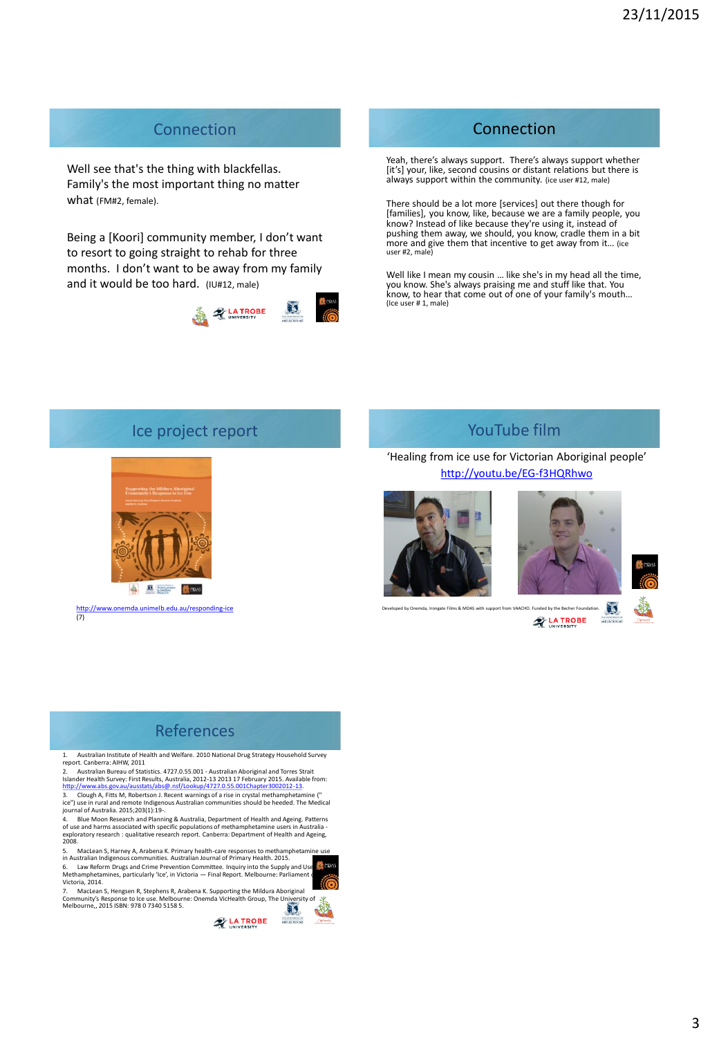## Connection

Well see that's the thing with blackfellas. Family's the most important thing no matter what (FM#2, female).

Being a [Koori] community member, I don't want to resort to going straight to rehab for three months. I don't want to be away from my family and it would be too hard. (IU#12, male)

## Connection

Yeah, there's always support. There's always support whether [it's] your, like, second cousins or distant relations but there is always support within the community. (ice user #12, male)

There should be a lot more [services] out there though for [families], you know, like, because we are a family people, you know? Instead of like because they're using it, instead of pushing them away, we should, you know, cradle them in a bit more and give them that incentive to get away from it… (ice user #2, male)

Well like I mean my cousin … like she's in my head all the time, you know. She's always praising me and stuff like that. You know, to hear that come out of one of your family's mouth… (Ice user # 1, male)

## Ice project report

Supporting the Mildura Aboriginal Community's Response to Ice Use

http://www.onemda.unimelb.edu.au/responding-ice
(7)

## YouTube film

'Healing from ice use for Victorian Aboriginal people'
http://youtu.be/EG-f3HQRhwo

Developed by Onemda, Irongate Films & MDAS with support from VAACHO. Funded by the Becher Foundation.

## References

1. Australian Institute of Health and Welfare. 2010 National Drug Strategy Household Survey report. Canberra: AIHW, 2011
2. Australian Bureau of Statistics. 4727.0.55.001 - Australian Aboriginal and Torres Strait Islander Health Survey: First Results, Australia, 2012-13 2013 17 February 2015. Available from: http://www.abs.gov.au/ausstats/abs@.nsf/Lookup/4727.0.55.001Chapter3002012-13.
3. Clough A, Fitts M, Robertson J. Recent warnings of a rise in crystal methamphetamine ("ice") use in rural and remote Indigenous Australian communities should be heeded. The Medical journal of Australia. 2015;203(1):19-.
4. Blue Moon Research and Planning & Australia, Department of Health and Ageing. Patterns of use and harms associated with specific populations of methamphetamine users in Australia - exploratory research : qualitative research report. Canberra: Department of Health and Ageing, 2008.
5. MacLean S, Harney A, Arabena K. Primary health-care responses to methamphetamine use in Australian Indigenous communities. Australian Journal of Primary Health. 2015.
6. Law Reform Drugs and Crime Prevention Committee. Inquiry into the Supply and Use of Methamphetamines, particularly 'Ice', in Victoria — Final Report. Melbourne: Parliament of Victoria, 2014.
7. MacLean S, Hengsen R, Stephens R, Arabena K. Supporting the Mildura Aboriginal Community's Response to Ice use. Melbourne: Onemda VicHealth Group, The University of Melbourne,, 2015 ISBN: 978 0 7340 5158 5.